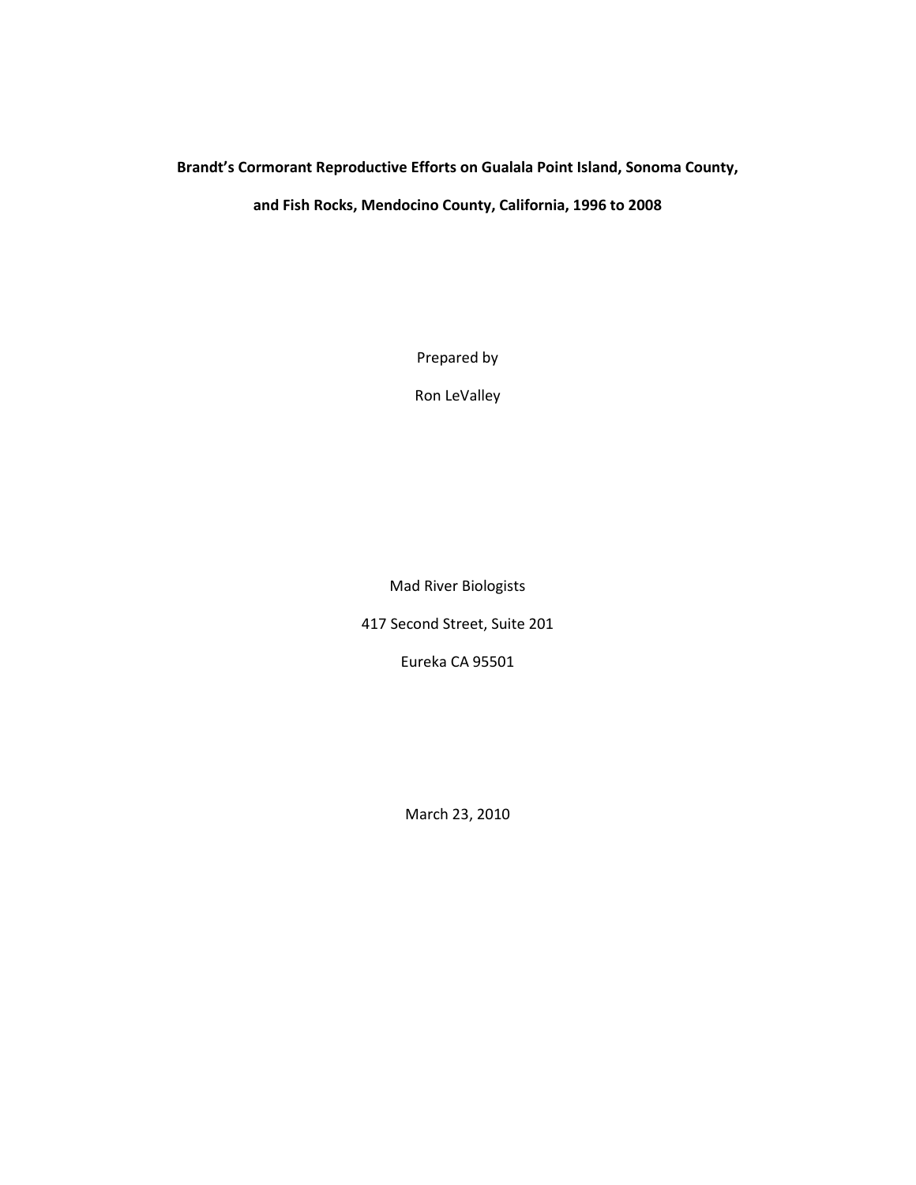# Brandt's Cormorant Reproductive Efforts on Gualala Point Island, Sonoma County, and Fish Rocks, Mendocino County, California, 1996 to 2008

Prepared by

Ron LeValley

Mad River Biologists

417 Second Street, Suite 201

Eureka CA 95501

March 23, 2010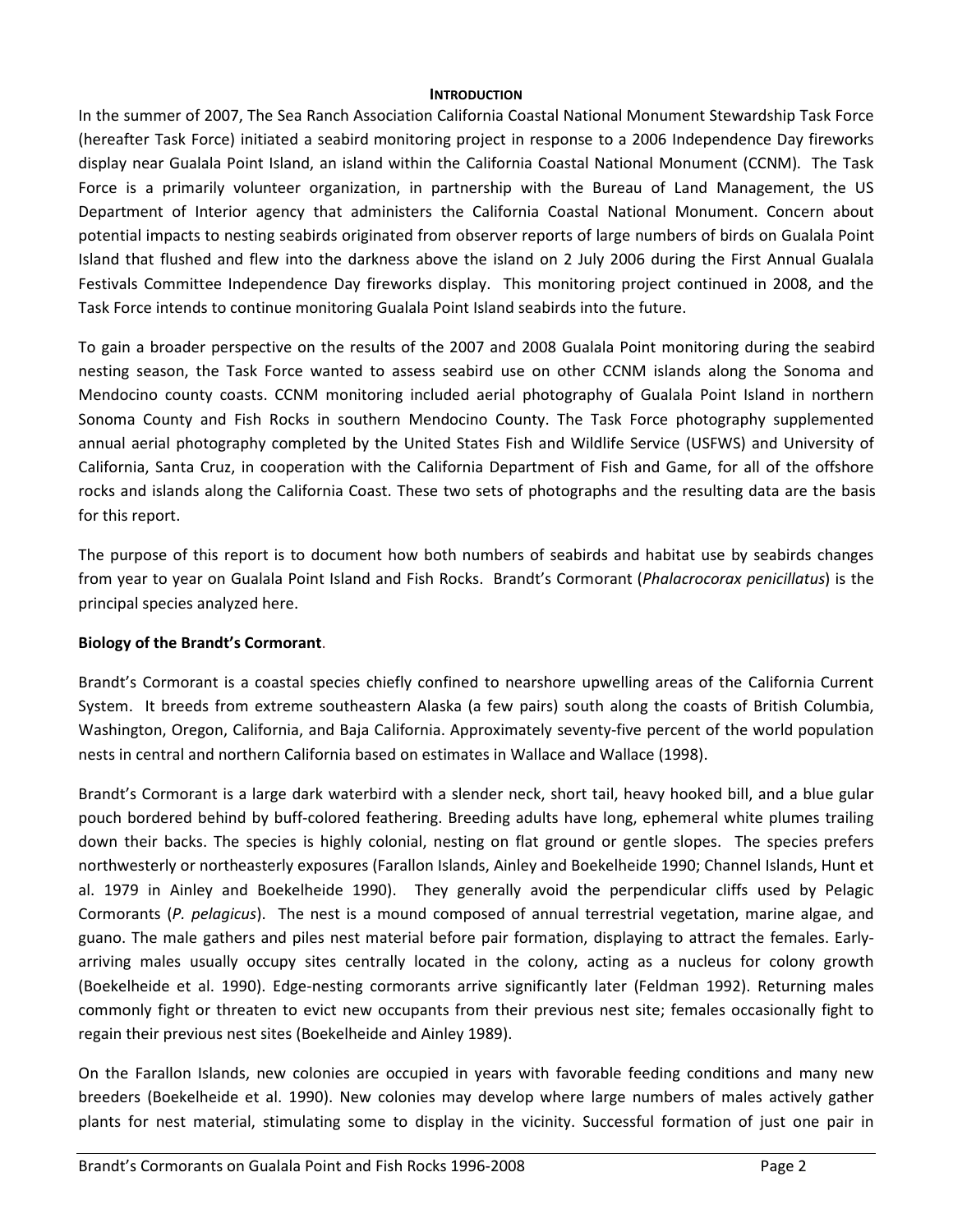## INTRODUCTION

In the summer of 2007, The Sea Ranch Association California Coastal National Monument Stewardship Task Force (hereafter Task Force) initiated a seabird monitoring project in response to a 2006 Independence Day fireworks display near Gualala Point Island, an island within the California Coastal National Monument (CCNM). The Task Force is a primarily volunteer organization, in partnership with the Bureau of Land Management, the US Department of Interior agency that administers the California Coastal National Monument. Concern about potential impacts to nesting seabirds originated from observer reports of large numbers of birds on Gualala Point Island that flushed and flew into the darkness above the island on 2 July 2006 during the First Annual Gualala Festivals Committee Independence Day fireworks display. This monitoring project continued in 2008, and the Task Force intends to continue monitoring Gualala Point Island seabirds into the future.

To gain a broader perspective on the results of the 2007 and 2008 Gualala Point monitoring during the seabird nesting season, the Task Force wanted to assess seabird use on other CCNM islands along the Sonoma and Mendocino county coasts. CCNM monitoring included aerial photography of Gualala Point Island in northern Sonoma County and Fish Rocks in southern Mendocino County. The Task Force photography supplemented annual aerial photography completed by the United States Fish and Wildlife Service (USFWS) and University of California, Santa Cruz, in cooperation with the California Department of Fish and Game, for all of the offshore rocks and islands along the California Coast. These two sets of photographs and the resulting data are the basis for this report.

The purpose of this report is to document how both numbers of seabirds and habitat use by seabirds changes from year to year on Gualala Point Island and Fish Rocks. Brandt's Cormorant (*Phalacrocorax penicillatus*) is the principal species analyzed here.

### Biology of the Brandt's Cormorant.

Brandt's Cormorant is a coastal species chiefly confined to nearshore upwelling areas of the California Current System. It breeds from extreme southeastern Alaska (a few pairs) south along the coasts of British Columbia, Washington, Oregon, California, and Baja California. Approximately seventy-five percent of the world population nests in central and northern California based on estimates in Wallace and Wallace (1998).

Brandt's Cormorant is a large dark waterbird with a slender neck, short tail, heavy hooked bill, and a blue gular pouch bordered behind by buff-colored feathering. Breeding adults have long, ephemeral white plumes trailing down their backs. The species is highly colonial, nesting on flat ground or gentle slopes. The species prefers northwesterly or northeasterly exposures (Farallon Islands, Ainley and Boekelheide 1990; Channel Islands, Hunt et al. 1979 in Ainley and Boekelheide 1990). They generally avoid the perpendicular cliffs used by Pelagic Cormorants (*P. pelagicus*). The nest is a mound composed of annual terrestrial vegetation, marine algae, and guano. The male gathers and piles nest material before pair formation, displaying to attract the females. Early-arriving males usually occupy sites centrally located in the colony, acting as a nucleus for colony growth (Boekelheide et al. 1990). Edge-nesting cormorants arrive significantly later (Feldman 1992). Returning males commonly fight or threaten to evict new occupants from their previous nest site; females occasionally fight to regain their previous nest sites (Boekelheide and Ainley 1989).

On the Farallon Islands, new colonies are occupied in years with favorable feeding conditions and many new breeders (Boekelheide et al. 1990). New colonies may develop where large numbers of males actively gather plants for nest material, stimulating some to display in the vicinity. Successful formation of just one pair in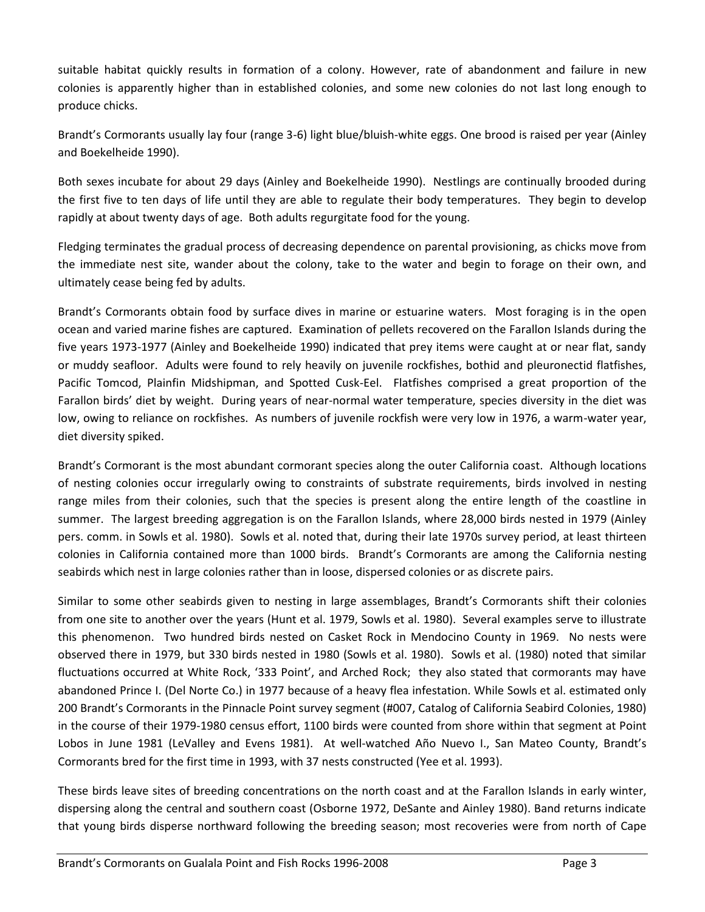suitable habitat quickly results in formation of a colony. However, rate of abandonment and failure in new colonies is apparently higher than in established colonies, and some new colonies do not last long enough to produce chicks.

Brandt's Cormorants usually lay four (range 3-6) light blue/bluish-white eggs. One brood is raised per year (Ainley and Boekelheide 1990).

Both sexes incubate for about 29 days (Ainley and Boekelheide 1990). Nestlings are continually brooded during the first five to ten days of life until they are able to regulate their body temperatures. They begin to develop rapidly at about twenty days of age. Both adults regurgitate food for the young.

Fledging terminates the gradual process of decreasing dependence on parental provisioning, as chicks move from the immediate nest site, wander about the colony, take to the water and begin to forage on their own, and ultimately cease being fed by adults.

Brandt's Cormorants obtain food by surface dives in marine or estuarine waters. Most foraging is in the open ocean and varied marine fishes are captured. Examination of pellets recovered on the Farallon Islands during the five years 1973-1977 (Ainley and Boekelheide 1990) indicated that prey items were caught at or near flat, sandy or muddy seafloor. Adults were found to rely heavily on juvenile rockfishes, bothid and pleuronectid flatfishes, Pacific Tomcod, Plainfin Midshipman, and Spotted Cusk-Eel. Flatfishes comprised a great proportion of the Farallon birds' diet by weight. During years of near-normal water temperature, species diversity in the diet was low, owing to reliance on rockfishes. As numbers of juvenile rockfish were very low in 1976, a warm-water year, diet diversity spiked.

Brandt's Cormorant is the most abundant cormorant species along the outer California coast. Although locations of nesting colonies occur irregularly owing to constraints of substrate requirements, birds involved in nesting range miles from their colonies, such that the species is present along the entire length of the coastline in summer. The largest breeding aggregation is on the Farallon Islands, where 28,000 birds nested in 1979 (Ainley pers. comm. in Sowls et al. 1980). Sowls et al. noted that, during their late 1970s survey period, at least thirteen colonies in California contained more than 1000 birds. Brandt's Cormorants are among the California nesting seabirds which nest in large colonies rather than in loose, dispersed colonies or as discrete pairs.

Similar to some other seabirds given to nesting in large assemblages, Brandt's Cormorants shift their colonies from one site to another over the years (Hunt et al. 1979, Sowls et al. 1980). Several examples serve to illustrate this phenomenon. Two hundred birds nested on Casket Rock in Mendocino County in 1969. No nests were observed there in 1979, but 330 birds nested in 1980 (Sowls et al. 1980). Sowls et al. (1980) noted that similar fluctuations occurred at White Rock, '333 Point', and Arched Rock; they also stated that cormorants may have abandoned Prince I. (Del Norte Co.) in 1977 because of a heavy flea infestation. While Sowls et al. estimated only 200 Brandt's Cormorants in the Pinnacle Point survey segment (#007, Catalog of California Seabird Colonies, 1980) in the course of their 1979-1980 census effort, 1100 birds were counted from shore within that segment at Point Lobos in June 1981 (LeValley and Evens 1981). At well-watched Año Nuevo I., San Mateo County, Brandt's Cormorants bred for the first time in 1993, with 37 nests constructed (Yee et al. 1993).

These birds leave sites of breeding concentrations on the north coast and at the Farallon Islands in early winter, dispersing along the central and southern coast (Osborne 1972, DeSante and Ainley 1980). Band returns indicate that young birds disperse northward following the breeding season; most recoveries were from north of Cape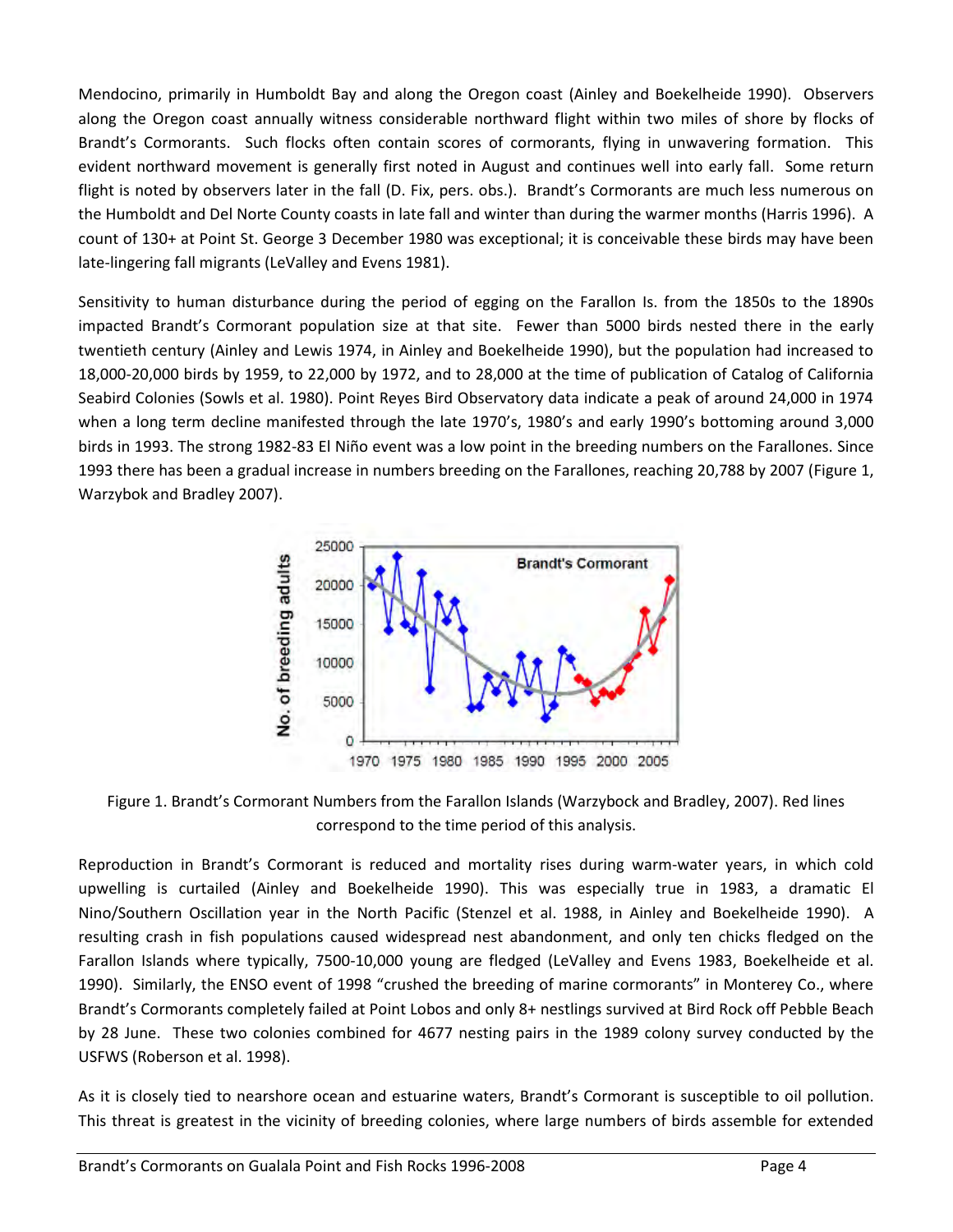Mendocino, primarily in Humboldt Bay and along the Oregon coast (Ainley and Boekelheide 1990). Observers along the Oregon coast annually witness considerable northward flight within two miles of shore by flocks of Brandt's Cormorants. Such flocks often contain scores of cormorants, flying in unwavering formation. This evident northward movement is generally first noted in August and continues well into early fall. Some return flight is noted by observers later in the fall (D. Fix, pers. obs.). Brandt's Cormorants are much less numerous on the Humboldt and Del Norte County coasts in late fall and winter than during the warmer months (Harris 1996). A count of 130+ at Point St. George 3 December 1980 was exceptional; it is conceivable these birds may have been late-lingering fall migrants (LeValley and Evens 1981).

Sensitivity to human disturbance during the period of egging on the Farallon Is. from the 1850s to the 1890s impacted Brandt's Cormorant population size at that site. Fewer than 5000 birds nested there in the early twentieth century (Ainley and Lewis 1974, in Ainley and Boekelheide 1990), but the population had increased to 18,000-20,000 birds by 1959, to 22,000 by 1972, and to 28,000 at the time of publication of Catalog of California Seabird Colonies (Sowls et al. 1980). Point Reyes Bird Observatory data indicate a peak of around 24,000 in 1974 when a long term decline manifested through the late 1970's, 1980's and early 1990's bottoming around 3,000 birds in 1993. The strong 1982-83 El Niño event was a low point in the breeding numbers on the Farallones. Since 1993 there has been a gradual increase in numbers breeding on the Farallones, reaching 20,788 by 2007 (Figure 1, Warzybok and Bradley 2007).

Figure 1. Brandt's Cormorant Numbers from the Farallon Islands (Warzybock and Bradley, 2007). Red lines correspond to the time period of this analysis.

Reproduction in Brandt's Cormorant is reduced and mortality rises during warm-water years, in which cold upwelling is curtailed (Ainley and Boekelheide 1990). This was especially true in 1983, a dramatic El Nino/Southern Oscillation year in the North Pacific (Stenzel et al. 1988, in Ainley and Boekelheide 1990). A resulting crash in fish populations caused widespread nest abandonment, and only ten chicks fledged on the Farallon Islands where typically, 7500-10,000 young are fledged (LeValley and Evens 1983, Boekelheide et al. 1990). Similarly, the ENSO event of 1998 "crushed the breeding of marine cormorants" in Monterey Co., where Brandt's Cormorants completely failed at Point Lobos and only 8+ nestlings survived at Bird Rock off Pebble Beach by 28 June. These two colonies combined for 4677 nesting pairs in the 1989 colony survey conducted by the USFWS (Roberson et al. 1998).

As it is closely tied to nearshore ocean and estuarine waters, Brandt's Cormorant is susceptible to oil pollution. This threat is greatest in the vicinity of breeding colonies, where large numbers of birds assemble for extended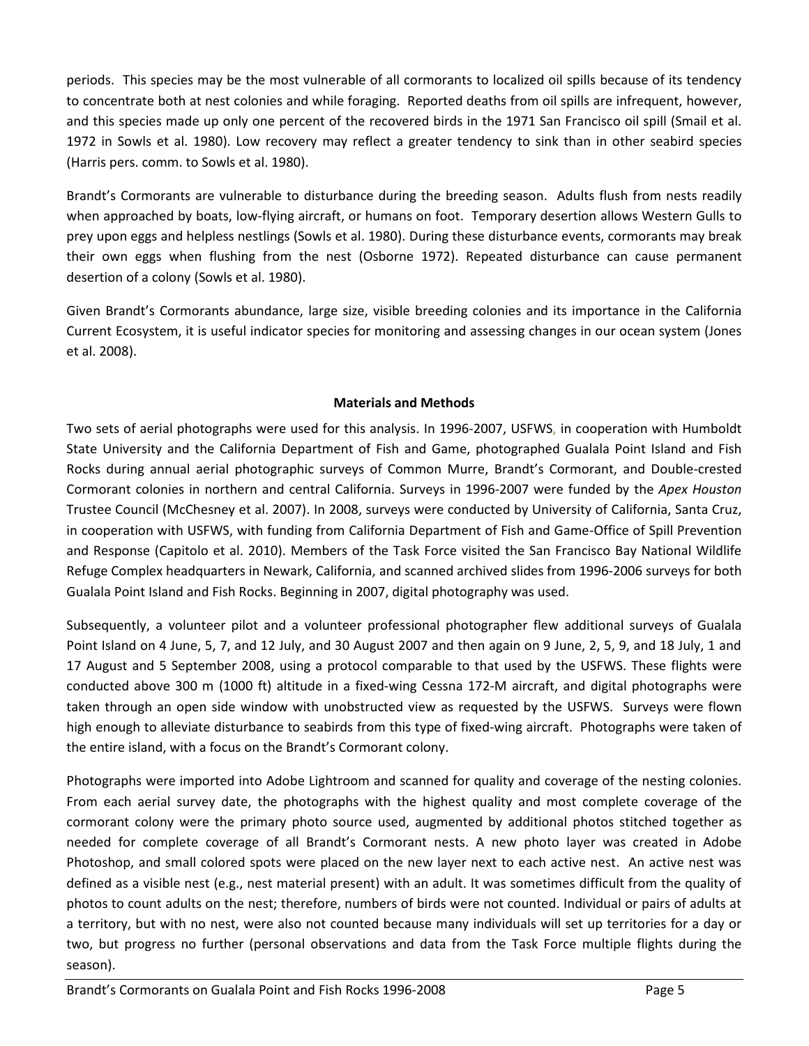periods. This species may be the most vulnerable of all cormorants to localized oil spills because of its tendency to concentrate both at nest colonies and while foraging. Reported deaths from oil spills are infrequent, however, and this species made up only one percent of the recovered birds in the 1971 San Francisco oil spill (Smail et al. 1972 in Sowls et al. 1980). Low recovery may reflect a greater tendency to sink than in other seabird species (Harris pers. comm. to Sowls et al. 1980).

Brandt's Cormorants are vulnerable to disturbance during the breeding season. Adults flush from nests readily when approached by boats, low-flying aircraft, or humans on foot. Temporary desertion allows Western Gulls to prey upon eggs and helpless nestlings (Sowls et al. 1980). During these disturbance events, cormorants may break their own eggs when flushing from the nest (Osborne 1972). Repeated disturbance can cause permanent desertion of a colony (Sowls et al. 1980).

Given Brandt's Cormorants abundance, large size, visible breeding colonies and its importance in the California Current Ecosystem, it is useful indicator species for monitoring and assessing changes in our ocean system (Jones et al. 2008).

## Materials and Methods

Two sets of aerial photographs were used for this analysis. In 1996-2007, USFWS, in cooperation with Humboldt State University and the California Department of Fish and Game, photographed Gualala Point Island and Fish Rocks during annual aerial photographic surveys of Common Murre, Brandt's Cormorant, and Double-crested Cormorant colonies in northern and central California. Surveys in 1996-2007 were funded by the *Apex Houston* Trustee Council (McChesney et al. 2007). In 2008, surveys were conducted by University of California, Santa Cruz, in cooperation with USFWS, with funding from California Department of Fish and Game-Office of Spill Prevention and Response (Capitolo et al. 2010). Members of the Task Force visited the San Francisco Bay National Wildlife Refuge Complex headquarters in Newark, California, and scanned archived slides from 1996-2006 surveys for both Gualala Point Island and Fish Rocks. Beginning in 2007, digital photography was used.

Subsequently, a volunteer pilot and a volunteer professional photographer flew additional surveys of Gualala Point Island on 4 June, 5, 7, and 12 July, and 30 August 2007 and then again on 9 June, 2, 5, 9, and 18 July, 1 and 17 August and 5 September 2008, using a protocol comparable to that used by the USFWS. These flights were conducted above 300 m (1000 ft) altitude in a fixed-wing Cessna 172-M aircraft, and digital photographs were taken through an open side window with unobstructed view as requested by the USFWS. Surveys were flown high enough to alleviate disturbance to seabirds from this type of fixed-wing aircraft. Photographs were taken of the entire island, with a focus on the Brandt's Cormorant colony.

Photographs were imported into Adobe Lightroom and scanned for quality and coverage of the nesting colonies. From each aerial survey date, the photographs with the highest quality and most complete coverage of the cormorant colony were the primary photo source used, augmented by additional photos stitched together as needed for complete coverage of all Brandt's Cormorant nests. A new photo layer was created in Adobe Photoshop, and small colored spots were placed on the new layer next to each active nest. An active nest was defined as a visible nest (e.g., nest material present) with an adult. It was sometimes difficult from the quality of photos to count adults on the nest; therefore, numbers of birds were not counted. Individual or pairs of adults at a territory, but with no nest, were also not counted because many individuals will set up territories for a day or two, but progress no further (personal observations and data from the Task Force multiple flights during the season).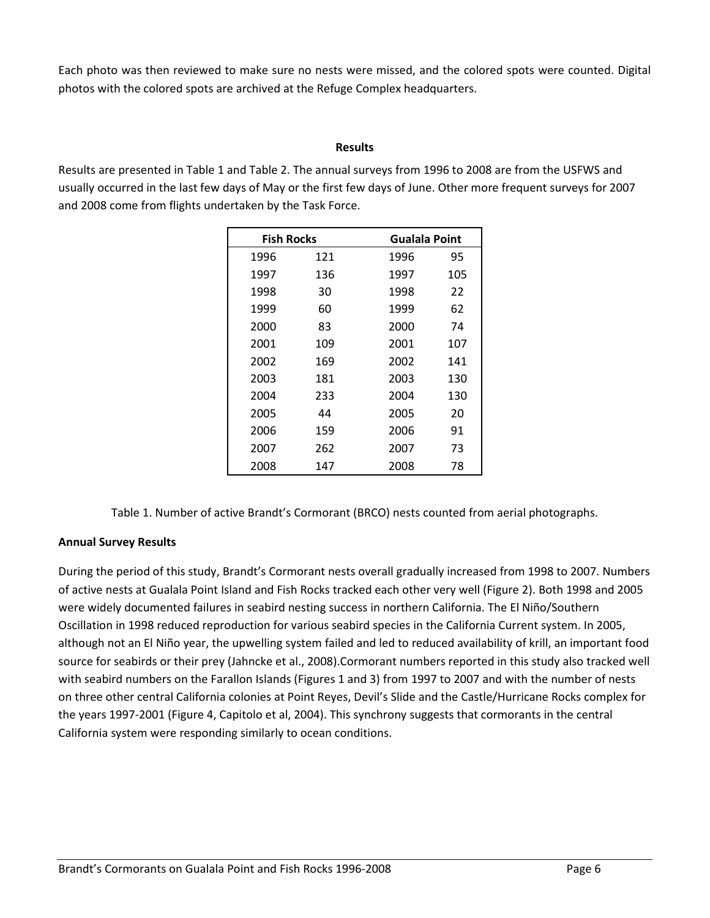Each photo was then reviewed to make sure no nests were missed, and the colored spots were counted. Digital photos with the colored spots are archived at the Refuge Complex headquarters.

## Results

Results are presented in Table 1 and Table 2. The annual surveys from 1996 to 2008 are from the USFWS and usually occurred in the last few days of May or the first few days of June. Other more frequent surveys for 2007 and 2008 come from flights undertaken by the Task Force.

| Fish Rocks | | Gualala Point | |
|---|---|---|---|
| 1996 | 121 | 1996 | 95 |
| 1997 | 136 | 1997 | 105 |
| 1998 | 30 | 1998 | 22 |
| 1999 | 60 | 1999 | 62 |
| 2000 | 83 | 2000 | 74 |
| 2001 | 109 | 2001 | 107 |
| 2002 | 169 | 2002 | 141 |
| 2003 | 181 | 2003 | 130 |
| 2004 | 233 | 2004 | 130 |
| 2005 | 44 | 2005 | 20 |
| 2006 | 159 | 2006 | 91 |
| 2007 | 262 | 2007 | 73 |
| 2008 | 147 | 2008 | 78 |

Table 1. Number of active Brandt's Cormorant (BRCO) nests counted from aerial photographs.

**Annual Survey Results**

During the period of this study, Brandt's Cormorant nests overall gradually increased from 1998 to 2007. Numbers of active nests at Gualala Point Island and Fish Rocks tracked each other very well (Figure 2). Both 1998 and 2005 were widely documented failures in seabird nesting success in northern California. The El Niño/Southern Oscillation in 1998 reduced reproduction for various seabird species in the California Current system. In 2005, although not an El Niño year, the upwelling system failed and led to reduced availability of krill, an important food source for seabirds or their prey (Jahncke et al., 2008).Cormorant numbers reported in this study also tracked well with seabird numbers on the Farallon Islands (Figures 1 and 3) from 1997 to 2007 and with the number of nests on three other central California colonies at Point Reyes, Devil's Slide and the Castle/Hurricane Rocks complex for the years 1997-2001 (Figure 4, Capitolo et al, 2004). This synchrony suggests that cormorants in the central California system were responding similarly to ocean conditions.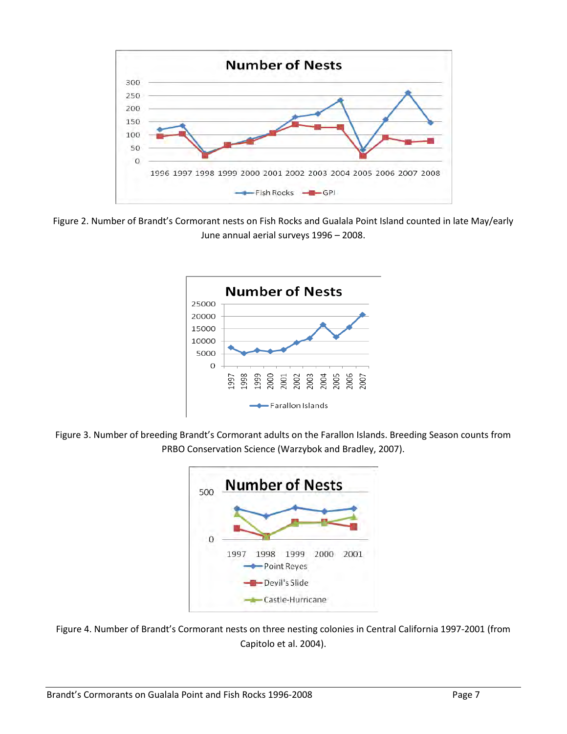Figure 2. Number of Brandt's Cormorant nests on Fish Rocks and Gualala Point Island counted in late May/early June annual aerial surveys 1996 – 2008.

Figure 3. Number of breeding Brandt's Cormorant adults on the Farallon Islands. Breeding Season counts from PRBO Conservation Science (Warzybok and Bradley, 2007).

Figure 4. Number of Brandt's Cormorant nests on three nesting colonies in Central California 1997-2001 (from Capitolo et al. 2004).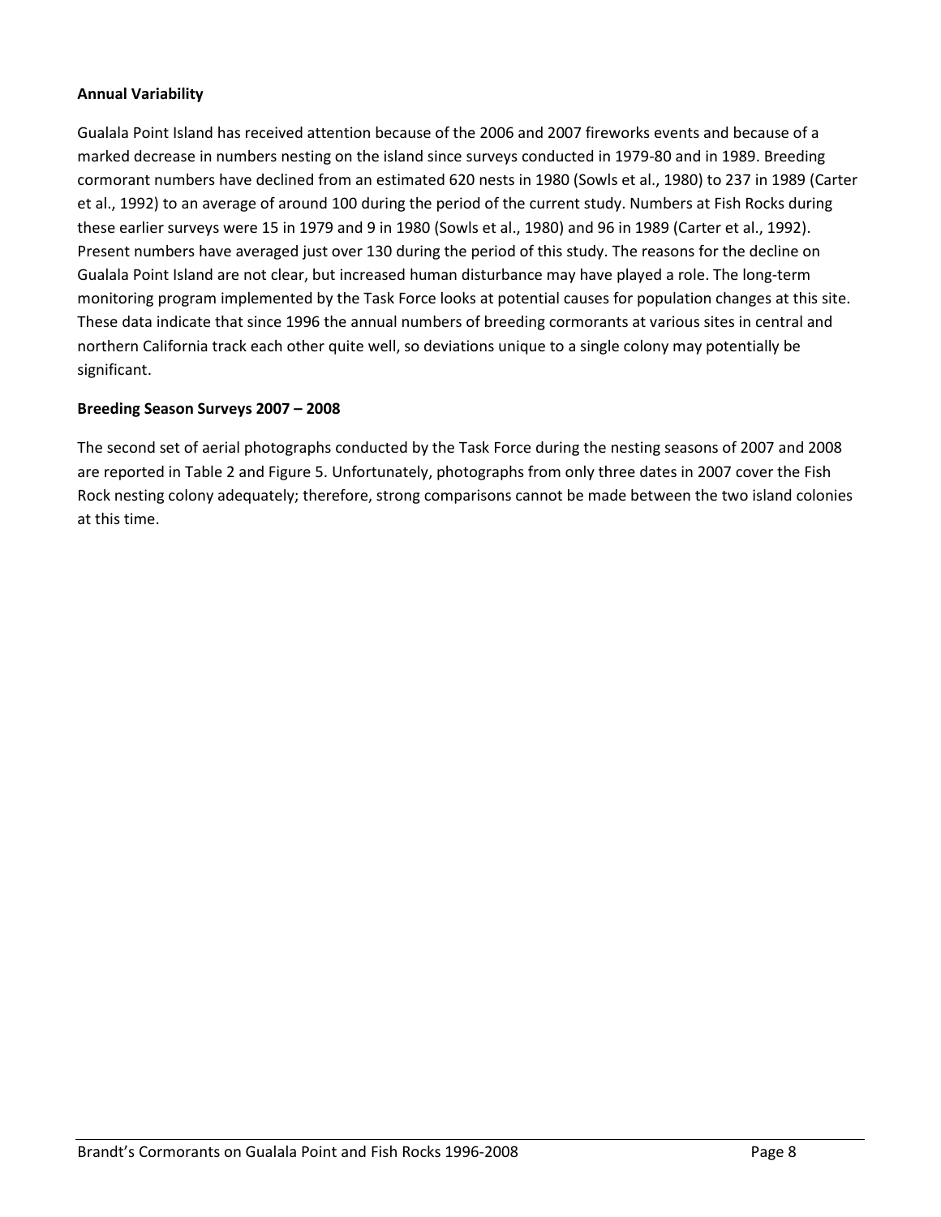**Annual Variability**

Gualala Point Island has received attention because of the 2006 and 2007 fireworks events and because of a marked decrease in numbers nesting on the island since surveys conducted in 1979-80 and in 1989. Breeding cormorant numbers have declined from an estimated 620 nests in 1980 (Sowls et al., 1980) to 237 in 1989 (Carter et al., 1992) to an average of around 100 during the period of the current study. Numbers at Fish Rocks during these earlier surveys were 15 in 1979 and 9 in 1980 (Sowls et al., 1980) and 96 in 1989 (Carter et al., 1992). Present numbers have averaged just over 130 during the period of this study. The reasons for the decline on Gualala Point Island are not clear, but increased human disturbance may have played a role. The long-term monitoring program implemented by the Task Force looks at potential causes for population changes at this site. These data indicate that since 1996 the annual numbers of breeding cormorants at various sites in central and northern California track each other quite well, so deviations unique to a single colony may potentially be significant.

**Breeding Season Surveys 2007 – 2008**

The second set of aerial photographs conducted by the Task Force during the nesting seasons of 2007 and 2008 are reported in Table 2 and Figure 5. Unfortunately, photographs from only three dates in 2007 cover the Fish Rock nesting colony adequately; therefore, strong comparisons cannot be made between the two island colonies at this time.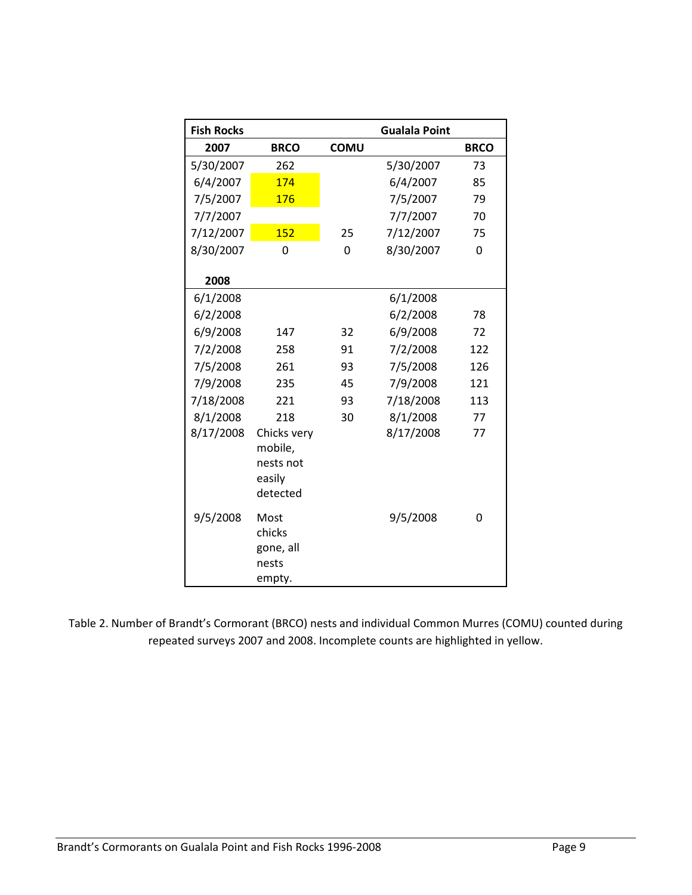| Fish Rocks | | | Gualala Point | |
|---|---|---|---|---|
| **2007** | **BRCO** | **COMU** | | **BRCO** |
| 5/30/2007 | 262 | | 5/30/2007 | 73 |
| 6/4/2007 | 174 | | 6/4/2007 | 85 |
| 7/5/2007 | 176 | | 7/5/2007 | 79 |
| 7/7/2007 | | | 7/7/2007 | 70 |
| 7/12/2007 | 152 | 25 | 7/12/2007 | 75 |
| 8/30/2007 | 0 | 0 | 8/30/2007 | 0 |
| **2008** | | | | |
| 6/1/2008 | | | 6/1/2008 | |
| 6/2/2008 | | | 6/2/2008 | 78 |
| 6/9/2008 | 147 | 32 | 6/9/2008 | 72 |
| 7/2/2008 | 258 | 91 | 7/2/2008 | 122 |
| 7/5/2008 | 261 | 93 | 7/5/2008 | 126 |
| 7/9/2008 | 235 | 45 | 7/9/2008 | 121 |
| 7/18/2008 | 221 | 93 | 7/18/2008 | 113 |
| 8/1/2008 | 218 | 30 | 8/1/2008 | 77 |
| 8/17/2008 | Chicks very mobile, nests not easily detected | | 8/17/2008 | 77 |
| 9/5/2008 | Most chicks gone, all nests empty. | | 9/5/2008 | 0 |

Table 2. Number of Brandt's Cormorant (BRCO) nests and individual Common Murres (COMU) counted during repeated surveys 2007 and 2008. Incomplete counts are highlighted in yellow.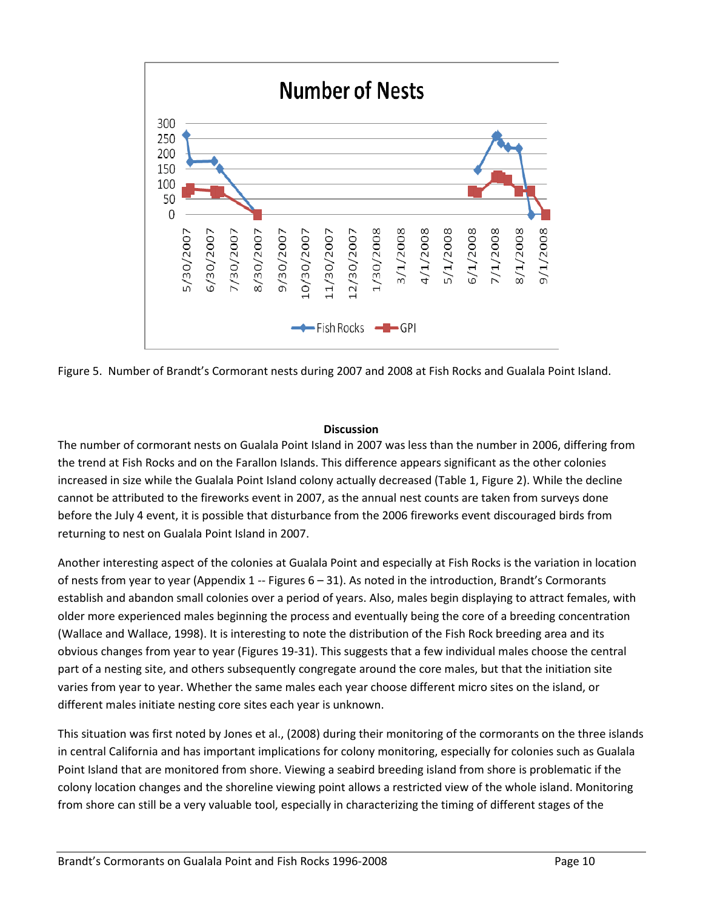Figure 5. Number of Brandt's Cormorant nests during 2007 and 2008 at Fish Rocks and Gualala Point Island.

**Discussion**

The number of cormorant nests on Gualala Point Island in 2007 was less than the number in 2006, differing from the trend at Fish Rocks and on the Farallon Islands. This difference appears significant as the other colonies increased in size while the Gualala Point Island colony actually decreased (Table 1, Figure 2). While the decline cannot be attributed to the fireworks event in 2007, as the annual nest counts are taken from surveys done before the July 4 event, it is possible that disturbance from the 2006 fireworks event discouraged birds from returning to nest on Gualala Point Island in 2007.

Another interesting aspect of the colonies at Gualala Point and especially at Fish Rocks is the variation in location of nests from year to year (Appendix 1 -- Figures 6 – 31). As noted in the introduction, Brandt's Cormorants establish and abandon small colonies over a period of years. Also, males begin displaying to attract females, with older more experienced males beginning the process and eventually being the core of a breeding concentration (Wallace and Wallace, 1998). It is interesting to note the distribution of the Fish Rock breeding area and its obvious changes from year to year (Figures 19-31). This suggests that a few individual males choose the central part of a nesting site, and others subsequently congregate around the core males, but that the initiation site varies from year to year. Whether the same males each year choose different micro sites on the island, or different males initiate nesting core sites each year is unknown.

This situation was first noted by Jones et al., (2008) during their monitoring of the cormorants on the three islands in central California and has important implications for colony monitoring, especially for colonies such as Gualala Point Island that are monitored from shore. Viewing a seabird breeding island from shore is problematic if the colony location changes and the shoreline viewing point allows a restricted view of the whole island. Monitoring from shore can still be a very valuable tool, especially in characterizing the timing of different stages of the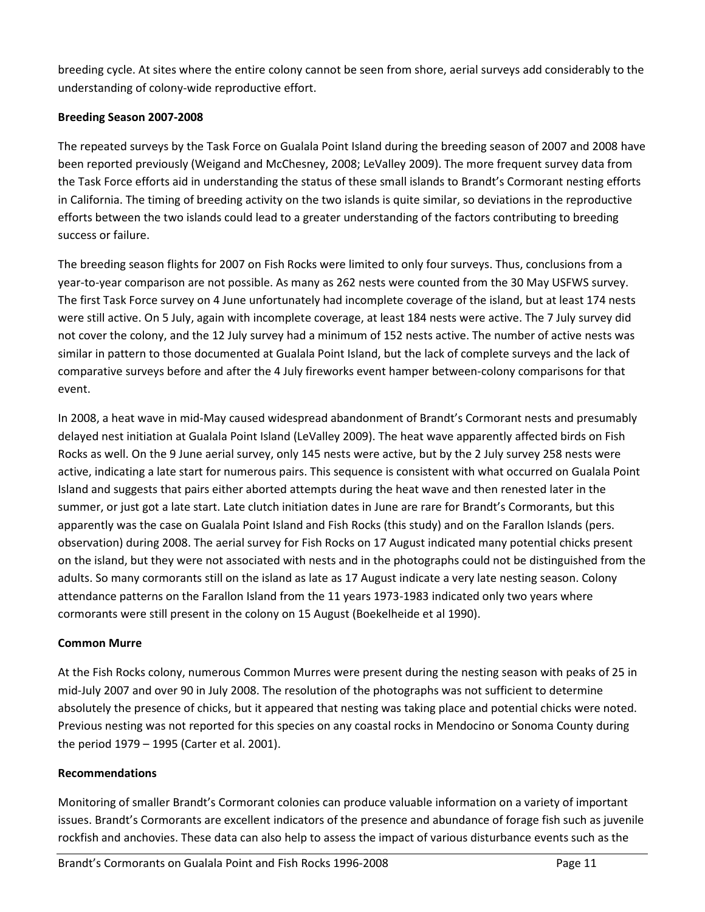breeding cycle. At sites where the entire colony cannot be seen from shore, aerial surveys add considerably to the understanding of colony-wide reproductive effort.

**Breeding Season 2007-2008**

The repeated surveys by the Task Force on Gualala Point Island during the breeding season of 2007 and 2008 have been reported previously (Weigand and McChesney, 2008; LeValley 2009). The more frequent survey data from the Task Force efforts aid in understanding the status of these small islands to Brandt's Cormorant nesting efforts in California. The timing of breeding activity on the two islands is quite similar, so deviations in the reproductive efforts between the two islands could lead to a greater understanding of the factors contributing to breeding success or failure.

The breeding season flights for 2007 on Fish Rocks were limited to only four surveys. Thus, conclusions from a year-to-year comparison are not possible. As many as 262 nests were counted from the 30 May USFWS survey. The first Task Force survey on 4 June unfortunately had incomplete coverage of the island, but at least 174 nests were still active. On 5 July, again with incomplete coverage, at least 184 nests were active. The 7 July survey did not cover the colony, and the 12 July survey had a minimum of 152 nests active. The number of active nests was similar in pattern to those documented at Gualala Point Island, but the lack of complete surveys and the lack of comparative surveys before and after the 4 July fireworks event hamper between-colony comparisons for that event.

In 2008, a heat wave in mid-May caused widespread abandonment of Brandt's Cormorant nests and presumably delayed nest initiation at Gualala Point Island (LeValley 2009). The heat wave apparently affected birds on Fish Rocks as well. On the 9 June aerial survey, only 145 nests were active, but by the 2 July survey 258 nests were active, indicating a late start for numerous pairs. This sequence is consistent with what occurred on Gualala Point Island and suggests that pairs either aborted attempts during the heat wave and then renested later in the summer, or just got a late start. Late clutch initiation dates in June are rare for Brandt's Cormorants, but this apparently was the case on Gualala Point Island and Fish Rocks (this study) and on the Farallon Islands (pers. observation) during 2008. The aerial survey for Fish Rocks on 17 August indicated many potential chicks present on the island, but they were not associated with nests and in the photographs could not be distinguished from the adults. So many cormorants still on the island as late as 17 August indicate a very late nesting season. Colony attendance patterns on the Farallon Island from the 11 years 1973-1983 indicated only two years where cormorants were still present in the colony on 15 August (Boekelheide et al 1990).

**Common Murre**

At the Fish Rocks colony, numerous Common Murres were present during the nesting season with peaks of 25 in mid-July 2007 and over 90 in July 2008. The resolution of the photographs was not sufficient to determine absolutely the presence of chicks, but it appeared that nesting was taking place and potential chicks were noted. Previous nesting was not reported for this species on any coastal rocks in Mendocino or Sonoma County during the period 1979 – 1995 (Carter et al. 2001).

**Recommendations**

Monitoring of smaller Brandt's Cormorant colonies can produce valuable information on a variety of important issues. Brandt's Cormorants are excellent indicators of the presence and abundance of forage fish such as juvenile rockfish and anchovies. These data can also help to assess the impact of various disturbance events such as the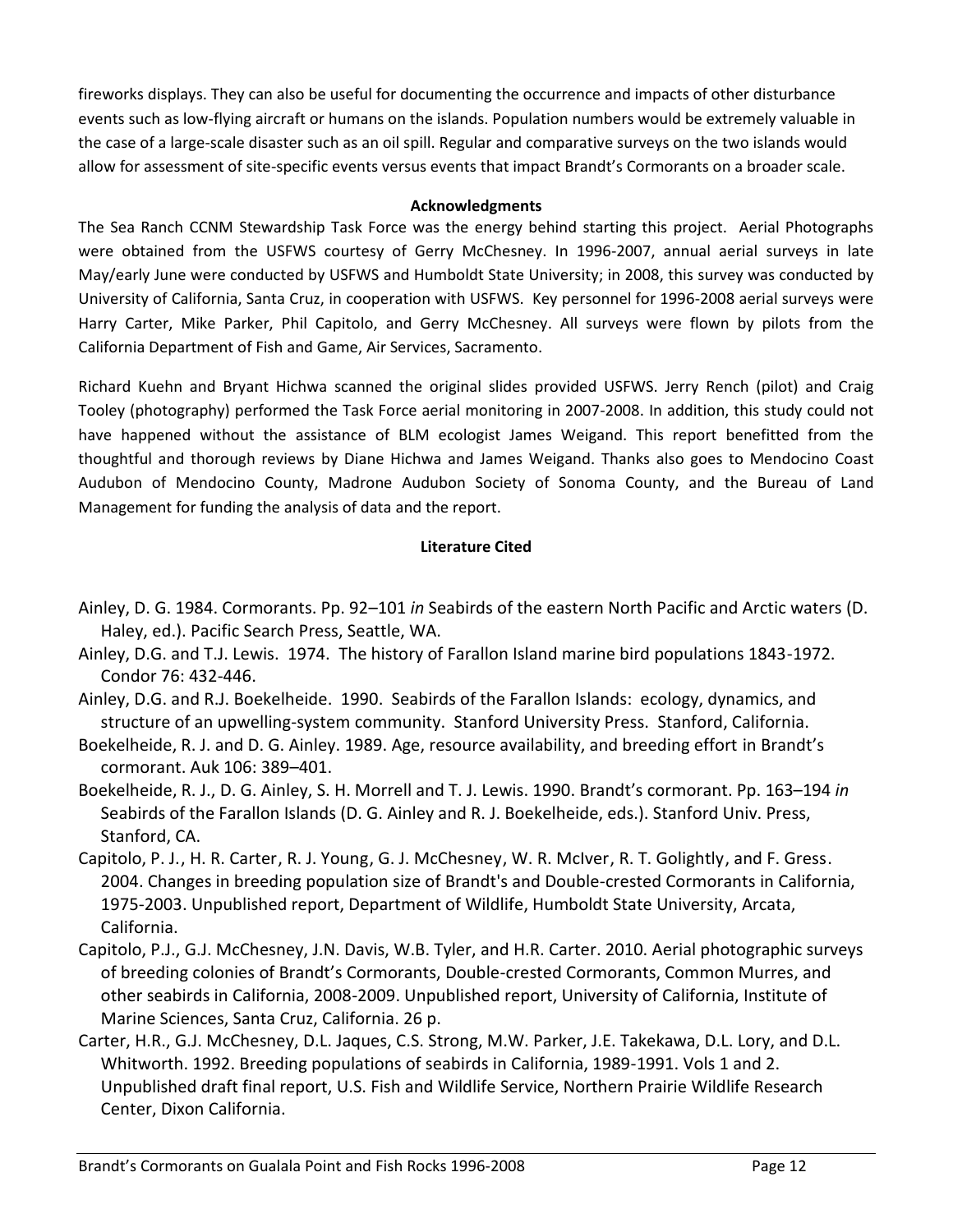fireworks displays. They can also be useful for documenting the occurrence and impacts of other disturbance events such as low-flying aircraft or humans on the islands. Population numbers would be extremely valuable in the case of a large-scale disaster such as an oil spill. Regular and comparative surveys on the two islands would allow for assessment of site-specific events versus events that impact Brandt's Cormorants on a broader scale.

## Acknowledgments

The Sea Ranch CCNM Stewardship Task Force was the energy behind starting this project. Aerial Photographs were obtained from the USFWS courtesy of Gerry McChesney. In 1996-2007, annual aerial surveys in late May/early June were conducted by USFWS and Humboldt State University; in 2008, this survey was conducted by University of California, Santa Cruz, in cooperation with USFWS. Key personnel for 1996-2008 aerial surveys were Harry Carter, Mike Parker, Phil Capitolo, and Gerry McChesney. All surveys were flown by pilots from the California Department of Fish and Game, Air Services, Sacramento.

Richard Kuehn and Bryant Hichwa scanned the original slides provided USFWS. Jerry Rench (pilot) and Craig Tooley (photography) performed the Task Force aerial monitoring in 2007-2008. In addition, this study could not have happened without the assistance of BLM ecologist James Weigand. This report benefitted from the thoughtful and thorough reviews by Diane Hichwa and James Weigand. Thanks also goes to Mendocino Coast Audubon of Mendocino County, Madrone Audubon Society of Sonoma County, and the Bureau of Land Management for funding the analysis of data and the report.

## Literature Cited

Ainley, D. G. 1984. Cormorants. Pp. 92–101 *in* Seabirds of the eastern North Pacific and Arctic waters (D. Haley, ed.). Pacific Search Press, Seattle, WA.

Ainley, D.G. and T.J. Lewis. 1974. The history of Farallon Island marine bird populations 1843-1972. Condor 76: 432-446.

Ainley, D.G. and R.J. Boekelheide. 1990. Seabirds of the Farallon Islands: ecology, dynamics, and structure of an upwelling-system community. Stanford University Press. Stanford, California.

Boekelheide, R. J. and D. G. Ainley. 1989. Age, resource availability, and breeding effort in Brandt's cormorant. Auk 106: 389–401.

Boekelheide, R. J., D. G. Ainley, S. H. Morrell and T. J. Lewis. 1990. Brandt's cormorant. Pp. 163–194 *in* Seabirds of the Farallon Islands (D. G. Ainley and R. J. Boekelheide, eds.). Stanford Univ. Press, Stanford, CA.

Capitolo, P. J., H. R. Carter, R. J. Young, G. J. McChesney, W. R. McIver, R. T. Golightly, and F. Gress. 2004. Changes in breeding population size of Brandt's and Double-crested Cormorants in California, 1975-2003. Unpublished report, Department of Wildlife, Humboldt State University, Arcata, California.

Capitolo, P.J., G.J. McChesney, J.N. Davis, W.B. Tyler, and H.R. Carter. 2010. Aerial photographic surveys of breeding colonies of Brandt's Cormorants, Double-crested Cormorants, Common Murres, and other seabirds in California, 2008-2009. Unpublished report, University of California, Institute of Marine Sciences, Santa Cruz, California. 26 p.

Carter, H.R., G.J. McChesney, D.L. Jaques, C.S. Strong, M.W. Parker, J.E. Takekawa, D.L. Lory, and D.L. Whitworth. 1992. Breeding populations of seabirds in California, 1989-1991. Vols 1 and 2. Unpublished draft final report, U.S. Fish and Wildlife Service, Northern Prairie Wildlife Research Center, Dixon California.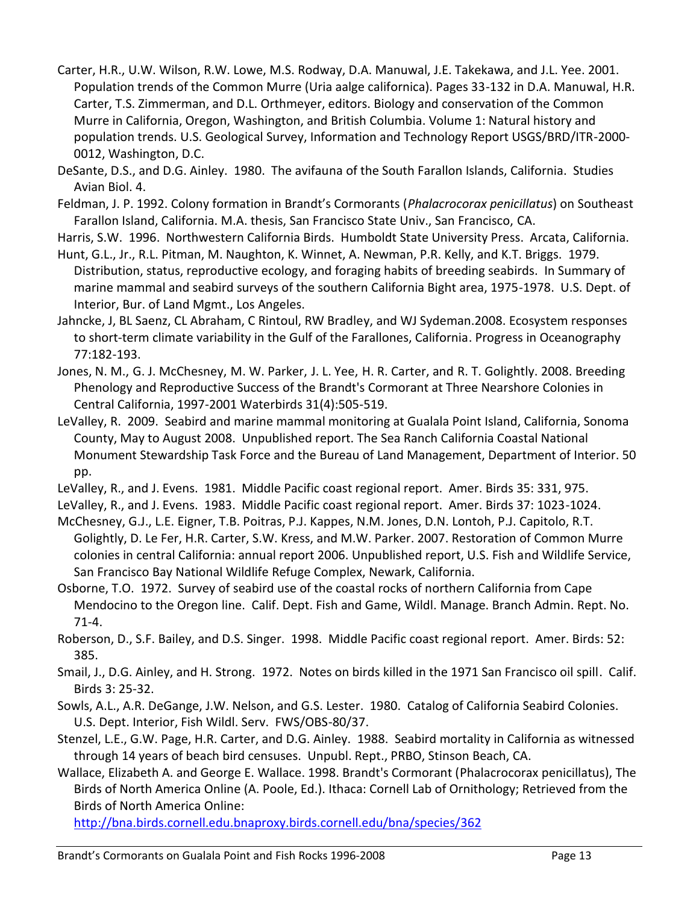Carter, H.R., U.W. Wilson, R.W. Lowe, M.S. Rodway, D.A. Manuwal, J.E. Takekawa, and J.L. Yee. 2001. Population trends of the Common Murre (Uria aalge californica). Pages 33-132 in D.A. Manuwal, H.R. Carter, T.S. Zimmerman, and D.L. Orthmeyer, editors. Biology and conservation of the Common Murre in California, Oregon, Washington, and British Columbia. Volume 1: Natural history and population trends. U.S. Geological Survey, Information and Technology Report USGS/BRD/ITR-2000-0012, Washington, D.C.

DeSante, D.S., and D.G. Ainley. 1980. The avifauna of the South Farallon Islands, California. Studies Avian Biol. 4.

Feldman, J. P. 1992. Colony formation in Brandt's Cormorants (*Phalacrocorax penicillatus*) on Southeast Farallon Island, California. M.A. thesis, San Francisco State Univ., San Francisco, CA.

Harris, S.W. 1996. Northwestern California Birds. Humboldt State University Press. Arcata, California.

Hunt, G.L., Jr., R.L. Pitman, M. Naughton, K. Winnet, A. Newman, P.R. Kelly, and K.T. Briggs. 1979. Distribution, status, reproductive ecology, and foraging habits of breeding seabirds. In Summary of marine mammal and seabird surveys of the southern California Bight area, 1975-1978. U.S. Dept. of Interior, Bur. of Land Mgmt., Los Angeles.

Jahncke, J, BL Saenz, CL Abraham, C Rintoul, RW Bradley, and WJ Sydeman.2008. Ecosystem responses to short-term climate variability in the Gulf of the Farallones, California. Progress in Oceanography 77:182-193.

Jones, N. M., G. J. McChesney, M. W. Parker, J. L. Yee, H. R. Carter, and R. T. Golightly. 2008. Breeding Phenology and Reproductive Success of the Brandt's Cormorant at Three Nearshore Colonies in Central California, 1997-2001 Waterbirds 31(4):505-519.

LeValley, R. 2009. Seabird and marine mammal monitoring at Gualala Point Island, California, Sonoma County, May to August 2008. Unpublished report. The Sea Ranch California Coastal National Monument Stewardship Task Force and the Bureau of Land Management, Department of Interior. 50 pp.

LeValley, R., and J. Evens. 1981. Middle Pacific coast regional report. Amer. Birds 35: 331, 975.

LeValley, R., and J. Evens. 1983. Middle Pacific coast regional report. Amer. Birds 37: 1023-1024.

McChesney, G.J., L.E. Eigner, T.B. Poitras, P.J. Kappes, N.M. Jones, D.N. Lontoh, P.J. Capitolo, R.T. Golightly, D. Le Fer, H.R. Carter, S.W. Kress, and M.W. Parker. 2007. Restoration of Common Murre colonies in central California: annual report 2006. Unpublished report, U.S. Fish and Wildlife Service, San Francisco Bay National Wildlife Refuge Complex, Newark, California.

Osborne, T.O. 1972. Survey of seabird use of the coastal rocks of northern California from Cape Mendocino to the Oregon line. Calif. Dept. Fish and Game, Wildl. Manage. Branch Admin. Rept. No. 71-4.

Roberson, D., S.F. Bailey, and D.S. Singer. 1998. Middle Pacific coast regional report. Amer. Birds: 52: 385.

Smail, J., D.G. Ainley, and H. Strong. 1972. Notes on birds killed in the 1971 San Francisco oil spill. Calif. Birds 3: 25-32.

Sowls, A.L., A.R. DeGange, J.W. Nelson, and G.S. Lester. 1980. Catalog of California Seabird Colonies. U.S. Dept. Interior, Fish Wildl. Serv. FWS/OBS-80/37.

Stenzel, L.E., G.W. Page, H.R. Carter, and D.G. Ainley. 1988. Seabird mortality in California as witnessed through 14 years of beach bird censuses. Unpubl. Rept., PRBO, Stinson Beach, CA.

Wallace, Elizabeth A. and George E. Wallace. 1998. Brandt's Cormorant (Phalacrocorax penicillatus), The Birds of North America Online (A. Poole, Ed.). Ithaca: Cornell Lab of Ornithology; Retrieved from the Birds of North America Online: http://bna.birds.cornell.edu.bnaproxy.birds.cornell.edu/bna/species/362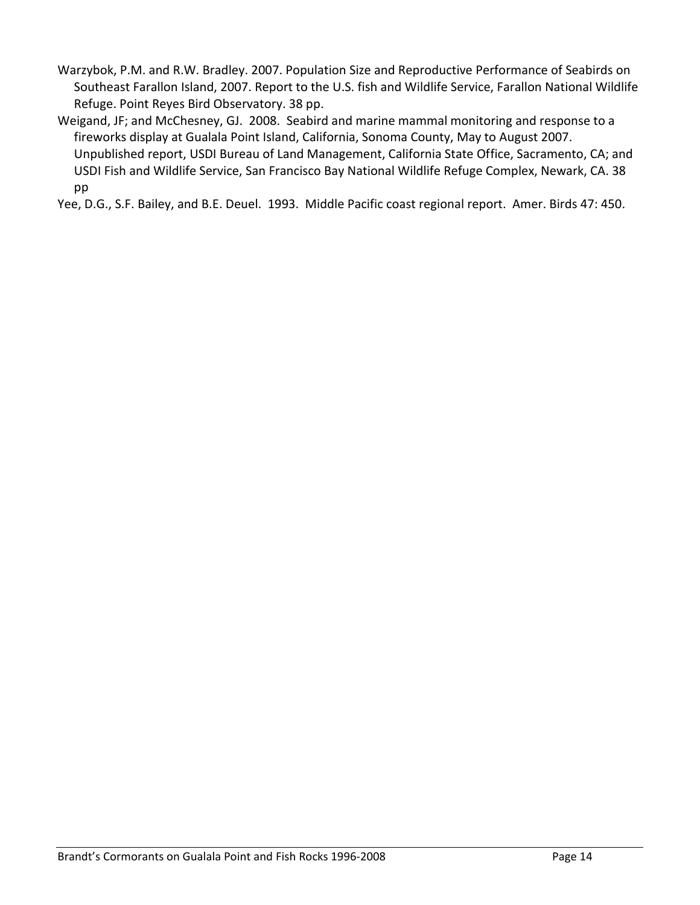Warzybok, P.M. and R.W. Bradley. 2007. Population Size and Reproductive Performance of Seabirds on Southeast Farallon Island, 2007. Report to the U.S. fish and Wildlife Service, Farallon National Wildlife Refuge. Point Reyes Bird Observatory. 38 pp.

Weigand, JF; and McChesney, GJ. 2008. Seabird and marine mammal monitoring and response to a fireworks display at Gualala Point Island, California, Sonoma County, May to August 2007. Unpublished report, USDI Bureau of Land Management, California State Office, Sacramento, CA; and USDI Fish and Wildlife Service, San Francisco Bay National Wildlife Refuge Complex, Newark, CA. 38 pp

Yee, D.G., S.F. Bailey, and B.E. Deuel. 1993. Middle Pacific coast regional report. Amer. Birds 47: 450.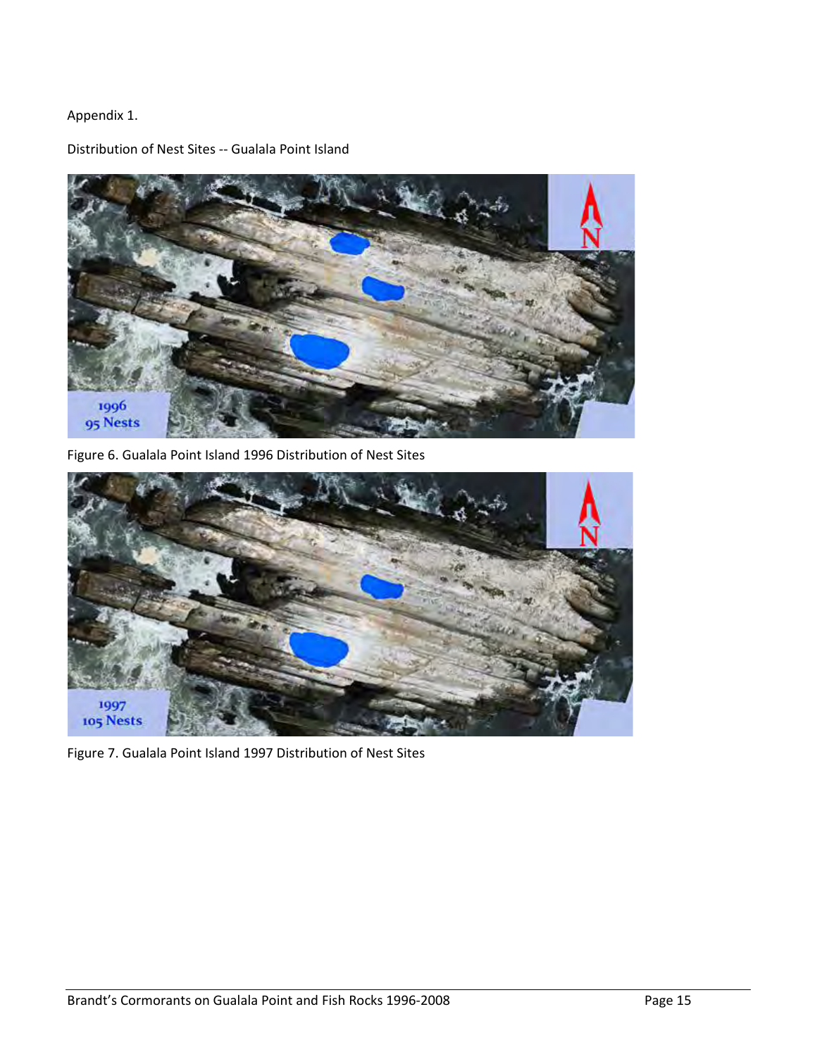Appendix 1.

Distribution of Nest Sites -- Gualala Point Island

Figure 6. Gualala Point Island 1996 Distribution of Nest Sites

Figure 7. Gualala Point Island 1997 Distribution of Nest Sites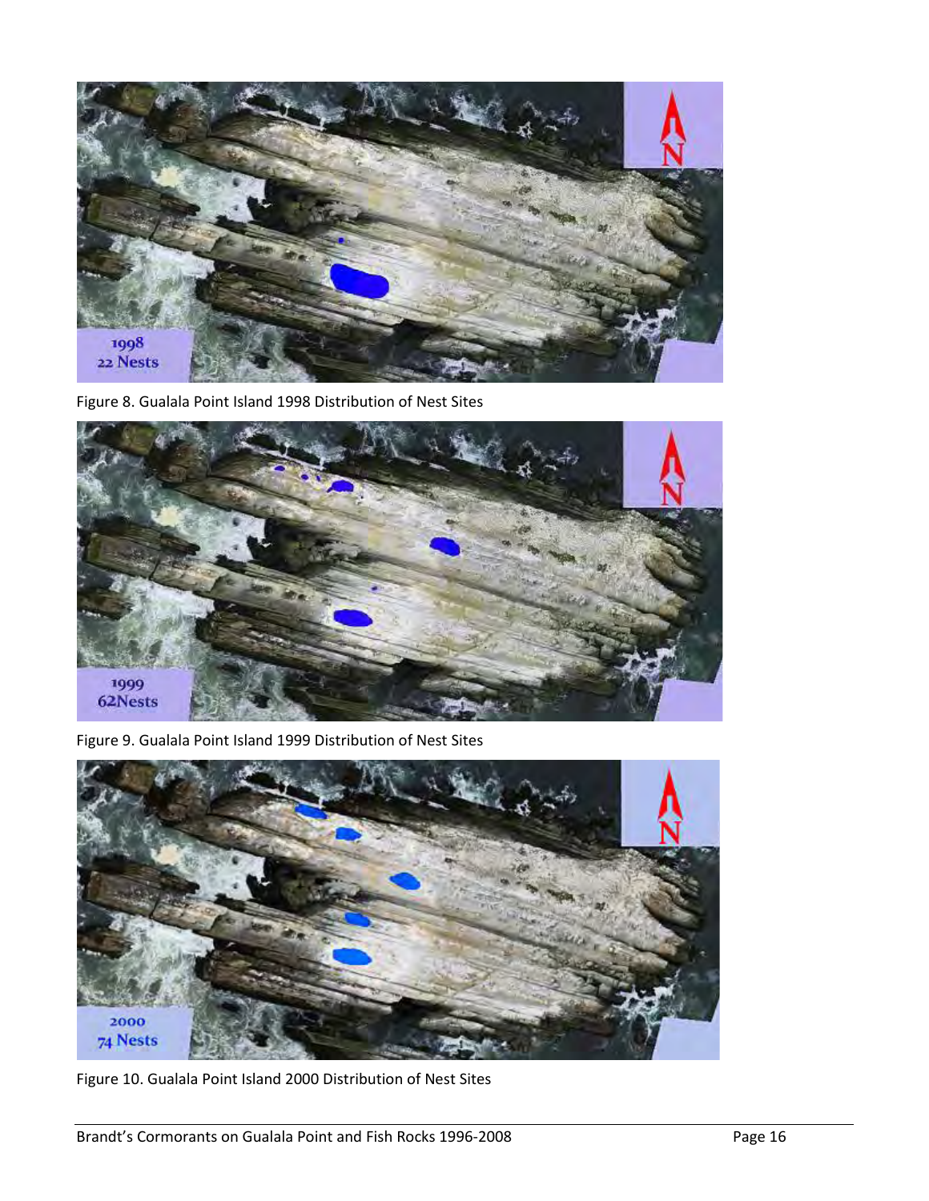Figure 8. Gualala Point Island 1998 Distribution of Nest Sites

Figure 9. Gualala Point Island 1999 Distribution of Nest Sites

Figure 10. Gualala Point Island 2000 Distribution of Nest Sites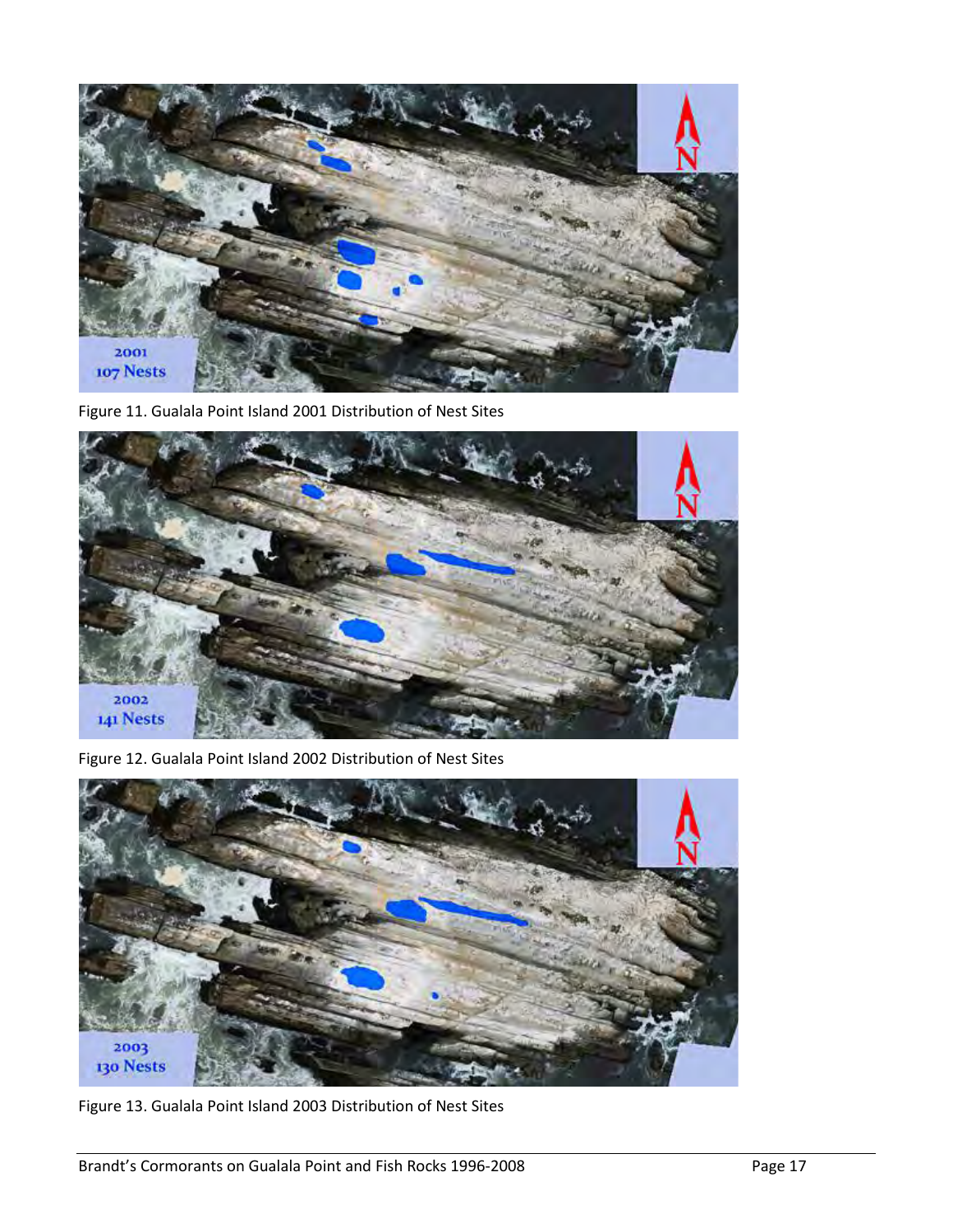Figure 11. Gualala Point Island 2001 Distribution of Nest Sites

Figure 12. Gualala Point Island 2002 Distribution of Nest Sites

Figure 13. Gualala Point Island 2003 Distribution of Nest Sites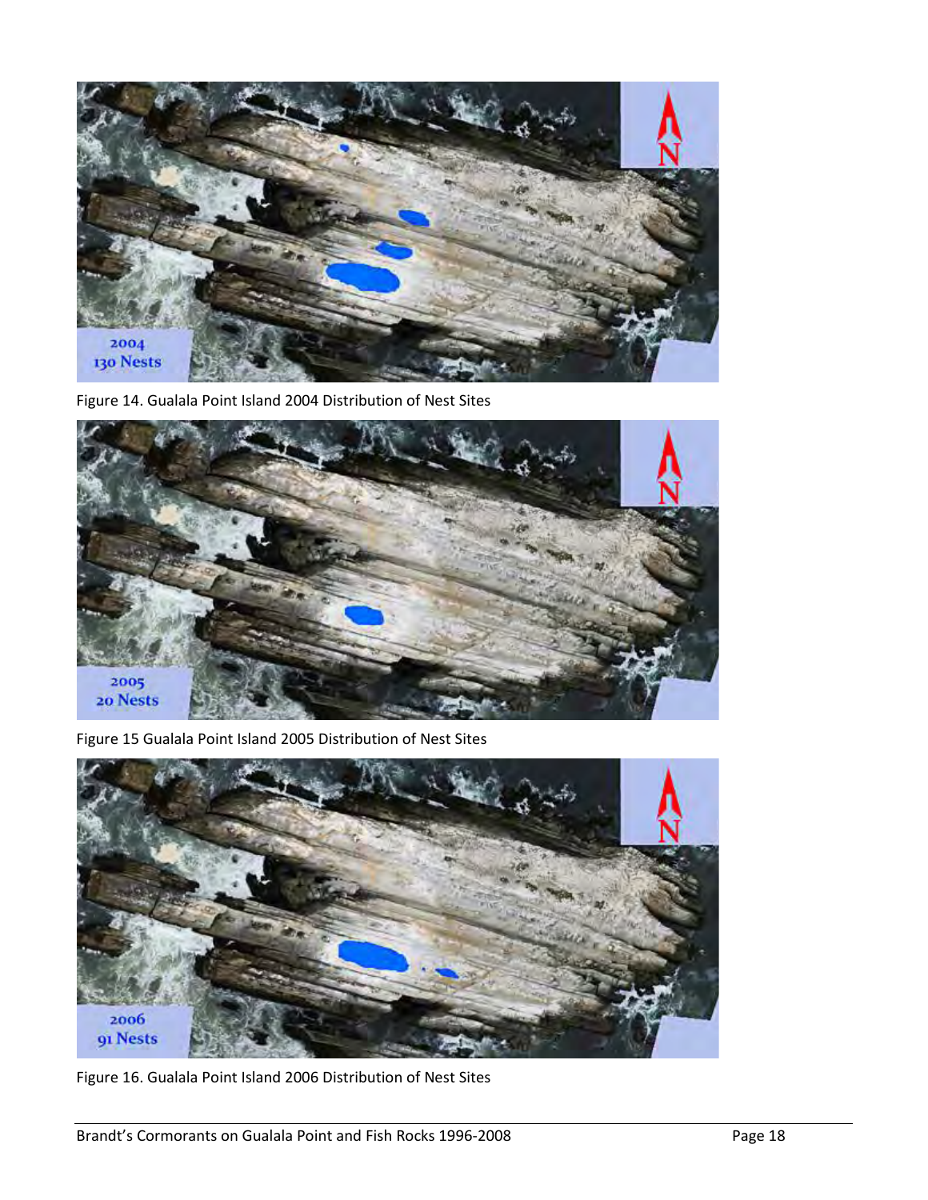Figure 14. Gualala Point Island 2004 Distribution of Nest Sites

Figure 15 Gualala Point Island 2005 Distribution of Nest Sites

Figure 16. Gualala Point Island 2006 Distribution of Nest Sites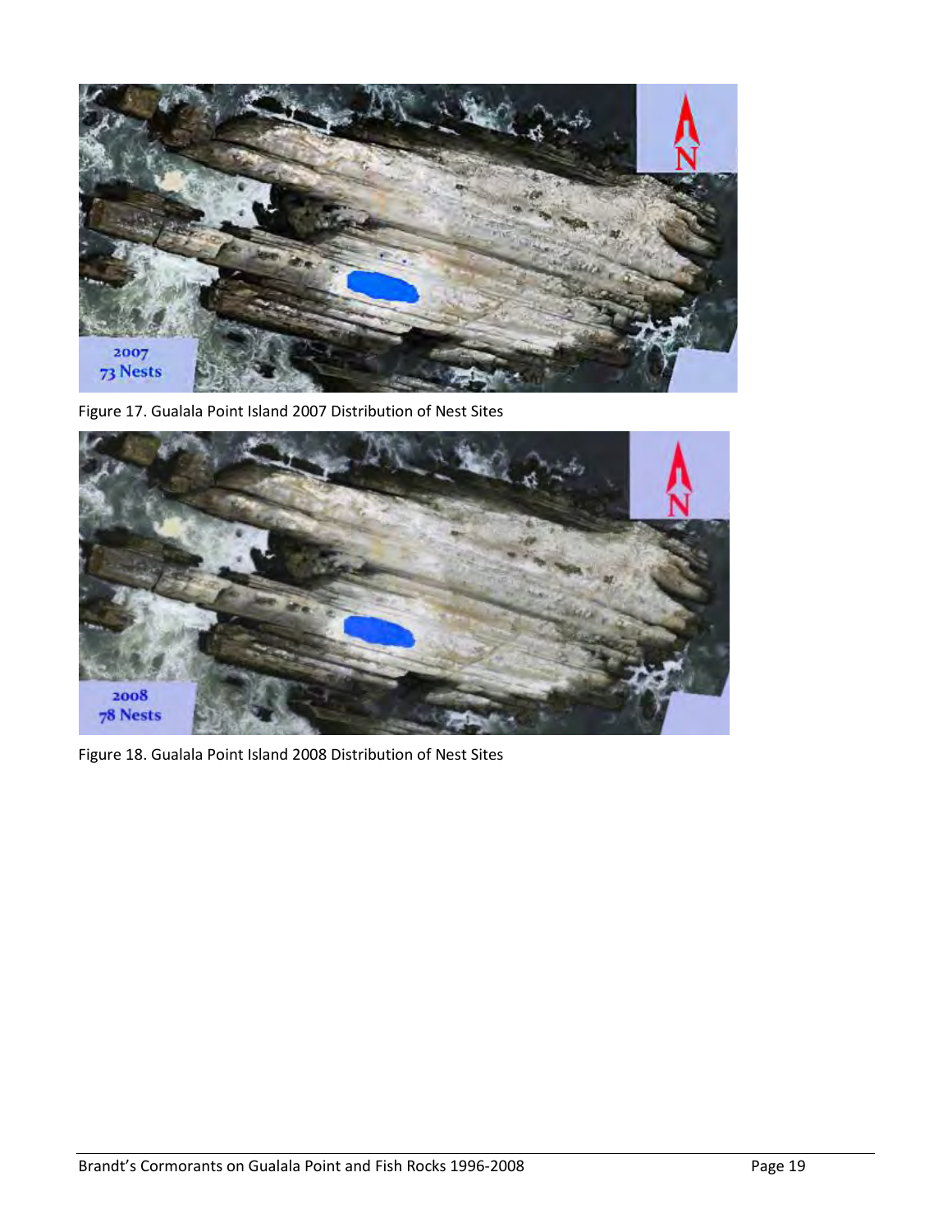Figure 17. Gualala Point Island 2007 Distribution of Nest Sites

Figure 18. Gualala Point Island 2008 Distribution of Nest Sites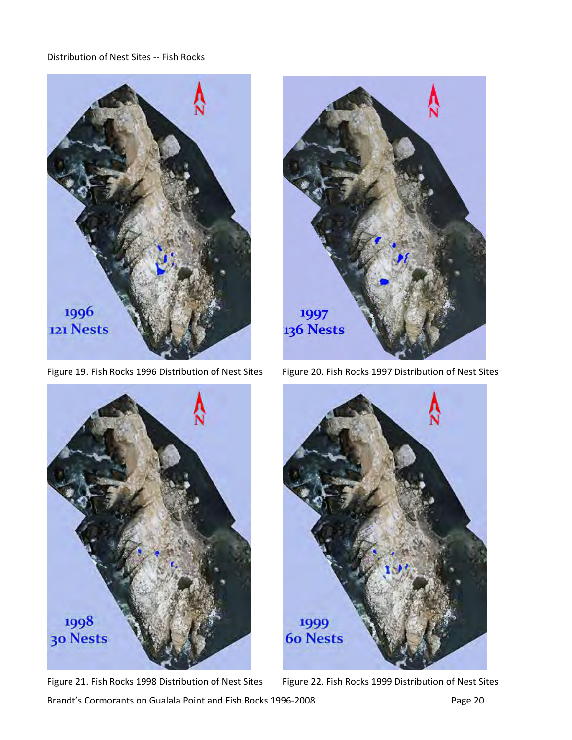Distribution of Nest Sites -- Fish Rocks

1996
121 Nests

Figure 19. Fish Rocks 1996 Distribution of Nest Sites

1997
136 Nests

Figure 20. Fish Rocks 1997 Distribution of Nest Sites

1998
30 Nests

Figure 21. Fish Rocks 1998 Distribution of Nest Sites

1999
60 Nests

Figure 22. Fish Rocks 1999 Distribution of Nest Sites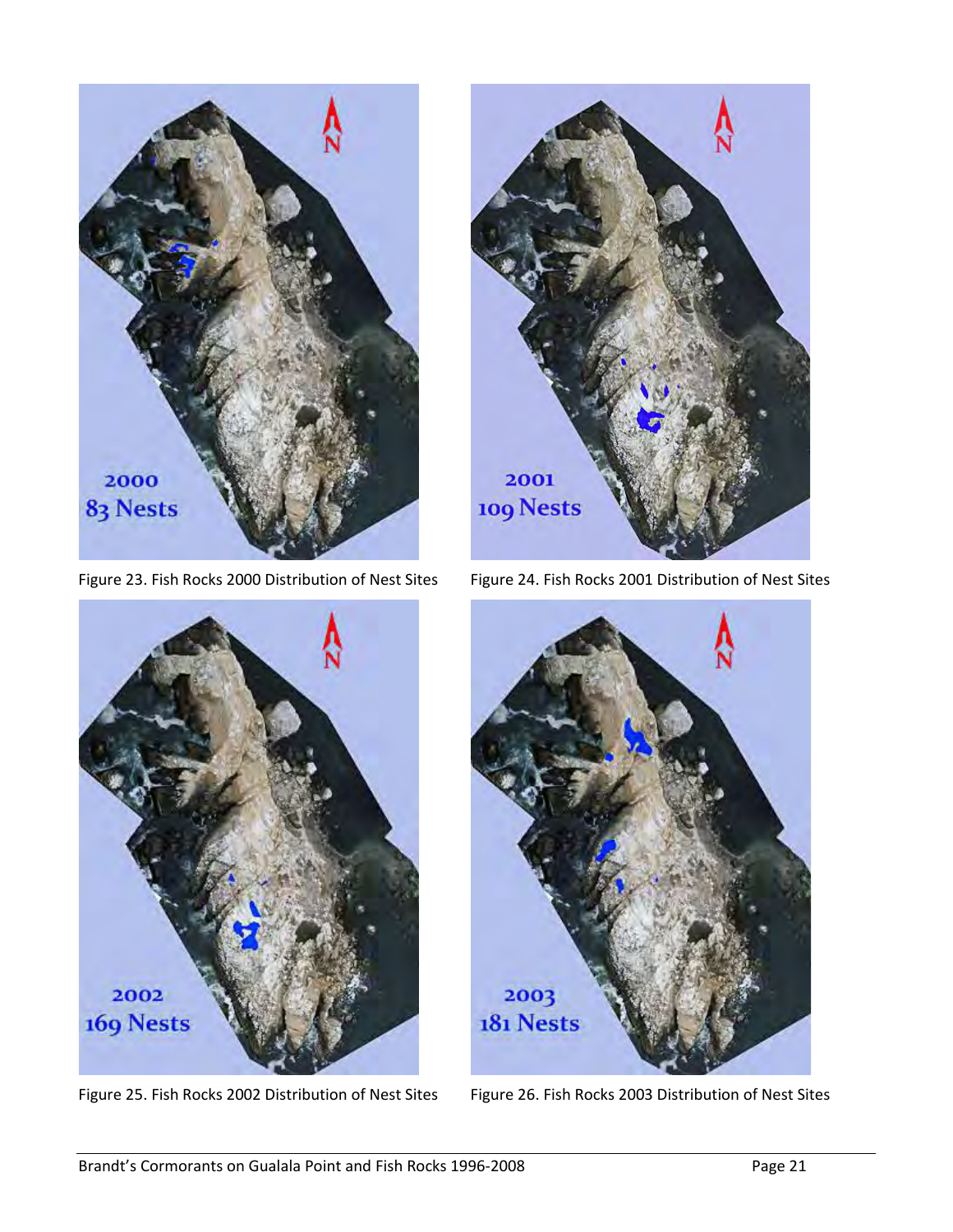Figure 23. Fish Rocks 2000 Distribution of Nest Sites

Figure 24. Fish Rocks 2001 Distribution of Nest Sites

Figure 25. Fish Rocks 2002 Distribution of Nest Sites

Figure 26. Fish Rocks 2003 Distribution of Nest Sites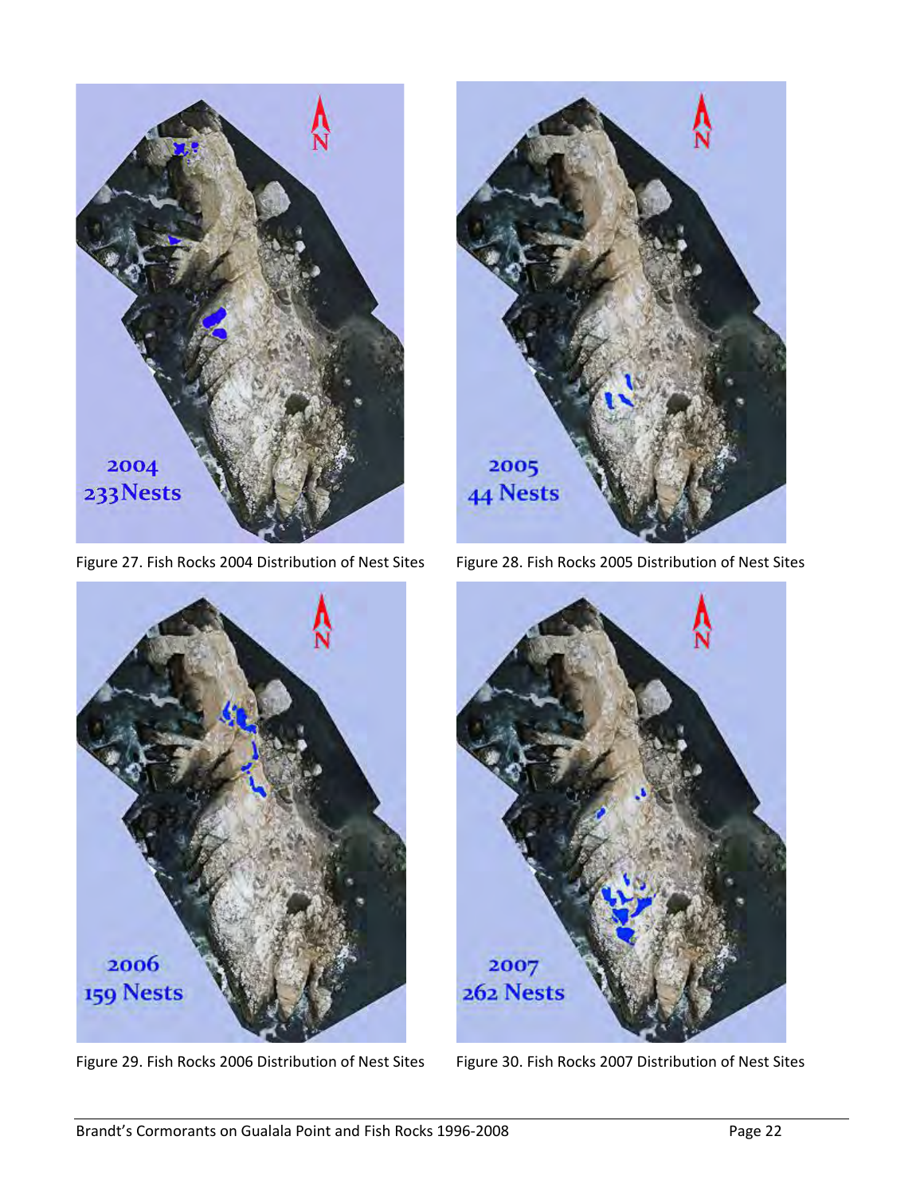Figure 27. Fish Rocks 2004 Distribution of Nest Sites

Figure 28. Fish Rocks 2005 Distribution of Nest Sites

Figure 29. Fish Rocks 2006 Distribution of Nest Sites

Figure 30. Fish Rocks 2007 Distribution of Nest Sites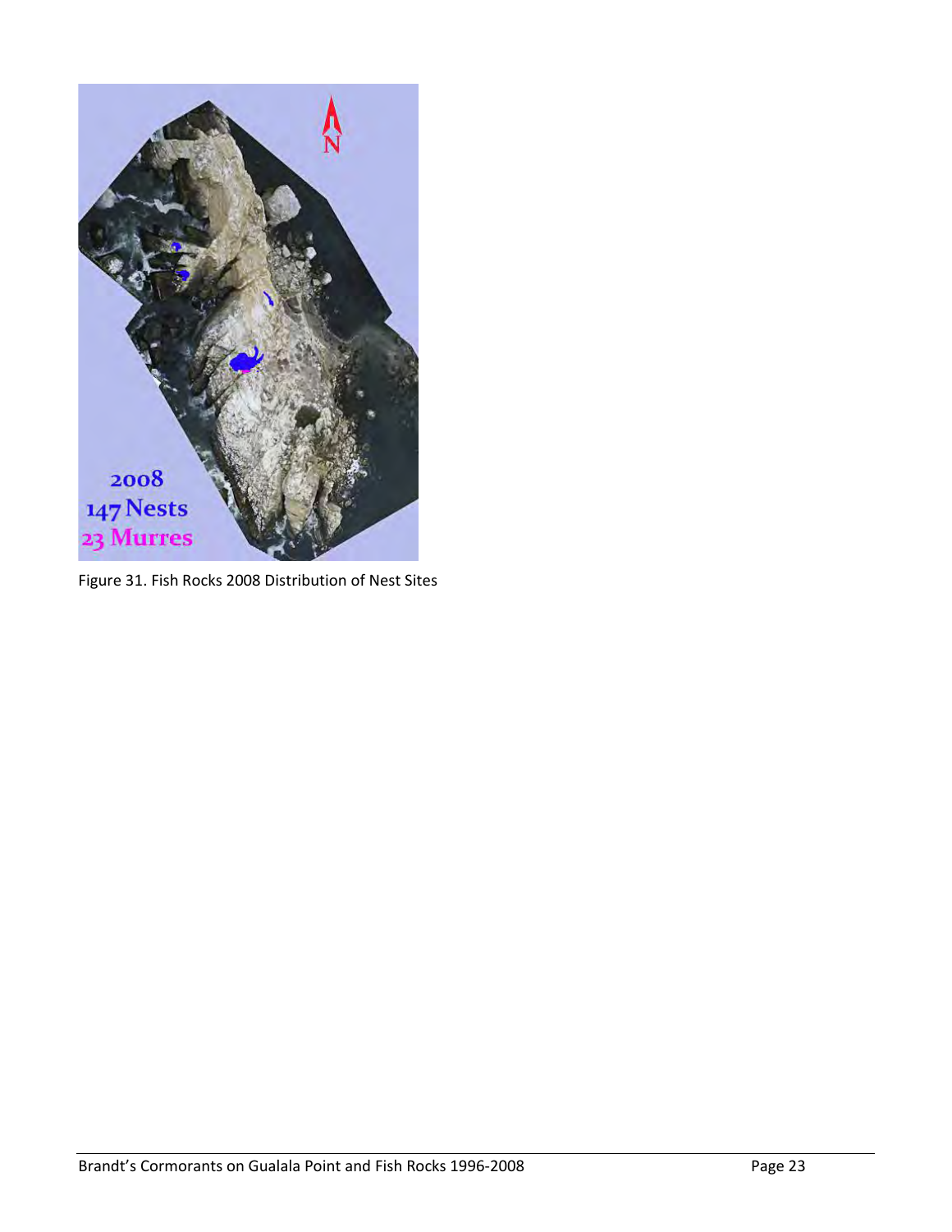Figure 31. Fish Rocks 2008 Distribution of Nest Sites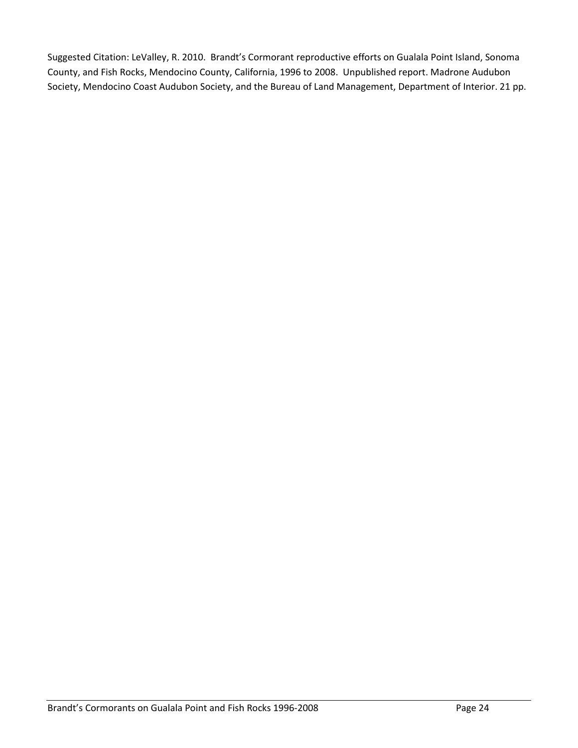Suggested Citation: LeValley, R. 2010. Brandt's Cormorant reproductive efforts on Gualala Point Island, Sonoma County, and Fish Rocks, Mendocino County, California, 1996 to 2008. Unpublished report. Madrone Audubon Society, Mendocino Coast Audubon Society, and the Bureau of Land Management, Department of Interior. 21 pp.